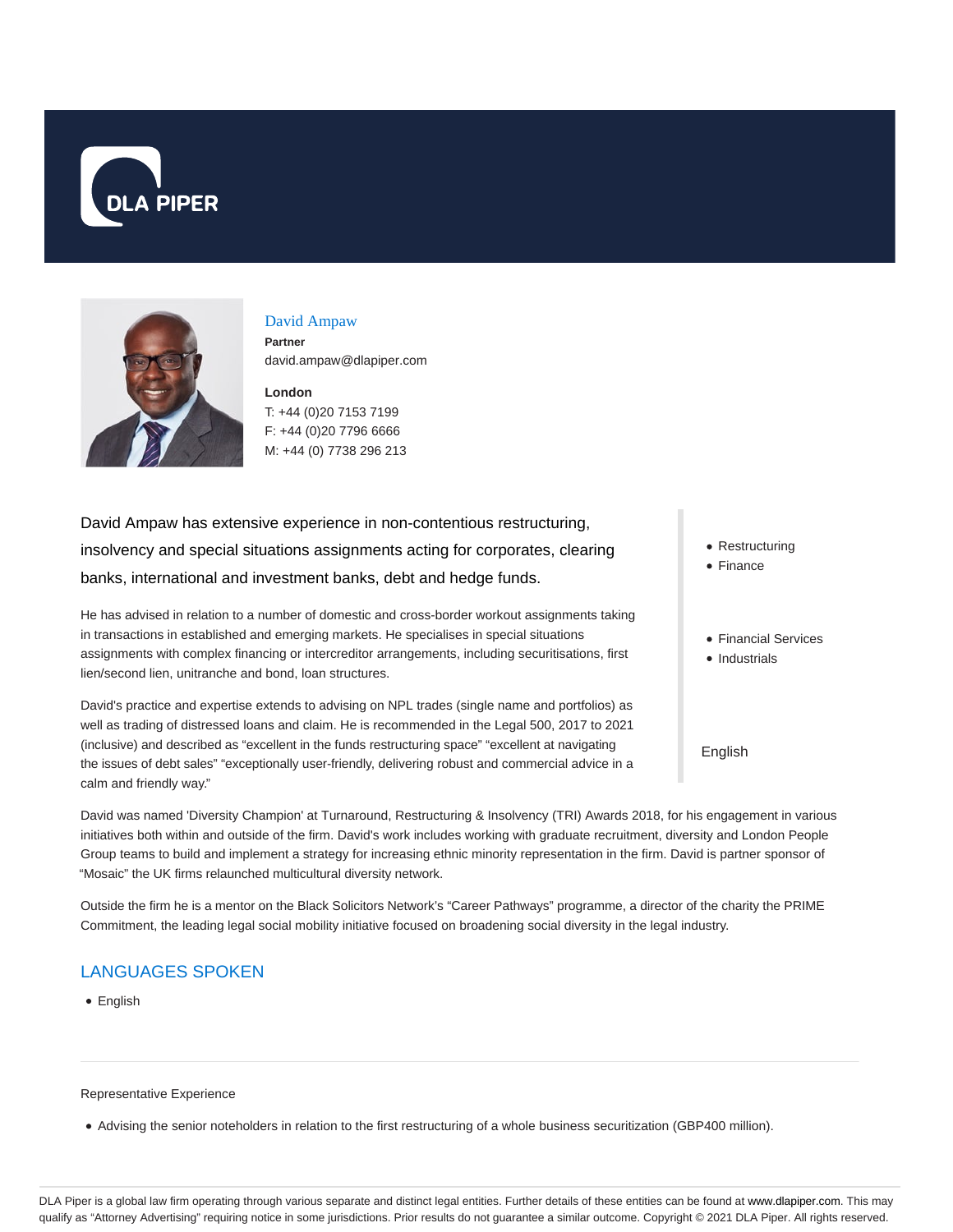DLA PIPER

# David Ampaw

**Partner**

david.ampaw@dlapiper.com

**London**

T: +44 (0)20 7153 7199

F: +44 (0)20 7796 6666

M: +44 (0) 7738 296 213

David Ampaw has extensive experience in non-contentious restructuring, insolvency and special situations assignments acting for corporates, clearing banks, international and investment banks, debt and hedge funds.

He has advised in relation to a number of domestic and cross-border workout assignments taking in transactions in established and emerging markets. He specialises in special situations assignments with complex financing or intercreditor arrangements, including securitisations, first lien/second lien, unitranche and bond, loan structures.

David's practice and expertise extends to advising on NPL trades (single name and portfolios) as well as trading of distressed loans and claim. He is recommended in the Legal 500, 2017 to 2021 (inclusive) and described as "excellent in the funds restructuring space" "excellent at navigating the issues of debt sales" "exceptionally user-friendly, delivering robust and commercial advice in a calm and friendly way."

- Restructuring
- Finance

- Financial Services
- Industrials

English

David was named 'Diversity Champion' at Turnaround, Restructuring & Insolvency (TRI) Awards 2018, for his engagement in various initiatives both within and outside of the firm. David's work includes working with graduate recruitment, diversity and London People Group teams to build and implement a strategy for increasing ethnic minority representation in the firm. David is partner sponsor of "Mosaic" the UK firms relaunched multicultural diversity network.

Outside the firm he is a mentor on the Black Solicitors Network's "Career Pathways" programme, a director of the charity the PRIME Commitment, the leading legal social mobility initiative focused on broadening social diversity in the legal industry.

## LANGUAGES SPOKEN

- English

Representative Experience

- Advising the senior noteholders in relation to the first restructuring of a whole business securitization (GBP400 million).

DLA Piper is a global law firm operating through various separate and distinct legal entities. Further details of these entities can be found at www.dlapiper.com. This may qualify as "Attorney Advertising" requiring notice in some jurisdictions. Prior results do not guarantee a similar outcome. Copyright © 2021 DLA Piper. All rights reserved.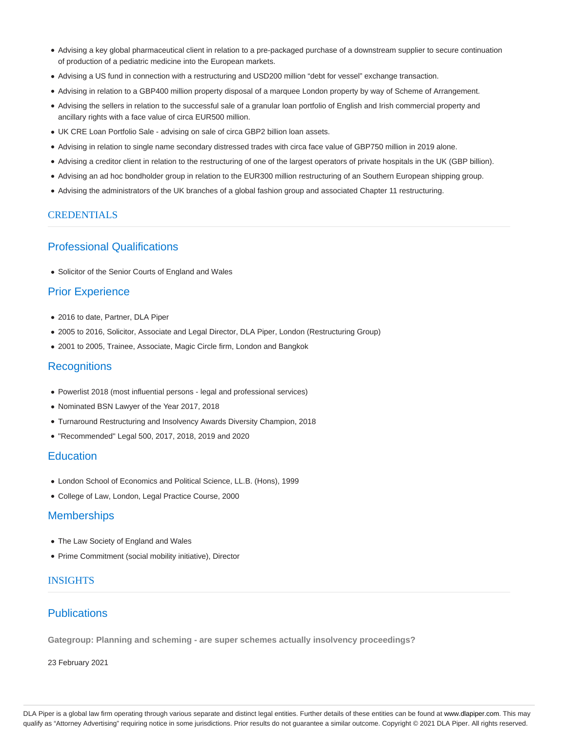- Advising a key global pharmaceutical client in relation to a pre-packaged purchase of a downstream supplier to secure continuation of production of a pediatric medicine into the European markets.
- Advising a US fund in connection with a restructuring and USD200 million "debt for vessel" exchange transaction.
- Advising in relation to a GBP400 million property disposal of a marquee London property by way of Scheme of Arrangement.
- Advising the sellers in relation to the successful sale of a granular loan portfolio of English and Irish commercial property and ancillary rights with a face value of circa EUR500 million.
- UK CRE Loan Portfolio Sale - advising on sale of circa GBP2 billion loan assets.
- Advising in relation to single name secondary distressed trades with circa face value of GBP750 million in 2019 alone.
- Advising a creditor client in relation to the restructuring of one of the largest operators of private hospitals in the UK (GBP billion).
- Advising an ad hoc bondholder group in relation to the EUR300 million restructuring of an Southern European shipping group.
- Advising the administrators of the UK branches of a global fashion group and associated Chapter 11 restructuring.

## CREDENTIALS

### Professional Qualifications

- Solicitor of the Senior Courts of England and Wales

### Prior Experience

- 2016 to date, Partner, DLA Piper
- 2005 to 2016, Solicitor, Associate and Legal Director, DLA Piper, London (Restructuring Group)
- 2001 to 2005, Trainee, Associate, Magic Circle firm, London and Bangkok

### Recognitions

- Powerlist 2018 (most influential persons - legal and professional services)
- Nominated BSN Lawyer of the Year 2017, 2018
- Turnaround Restructuring and Insolvency Awards Diversity Champion, 2018
- "Recommended" Legal 500, 2017, 2018, 2019 and 2020

### Education

- London School of Economics and Political Science, LL.B. (Hons), 1999
- College of Law, London, Legal Practice Course, 2000

### Memberships

- The Law Society of England and Wales
- Prime Commitment (social mobility initiative), Director

## INSIGHTS

### Publications

**Gategroup: Planning and scheming - are super schemes actually insolvency proceedings?**

23 February 2021

DLA Piper is a global law firm operating through various separate and distinct legal entities. Further details of these entities can be found at www.dlapiper.com. This may qualify as "Attorney Advertising" requiring notice in some jurisdictions. Prior results do not guarantee a similar outcome. Copyright © 2021 DLA Piper. All rights reserved.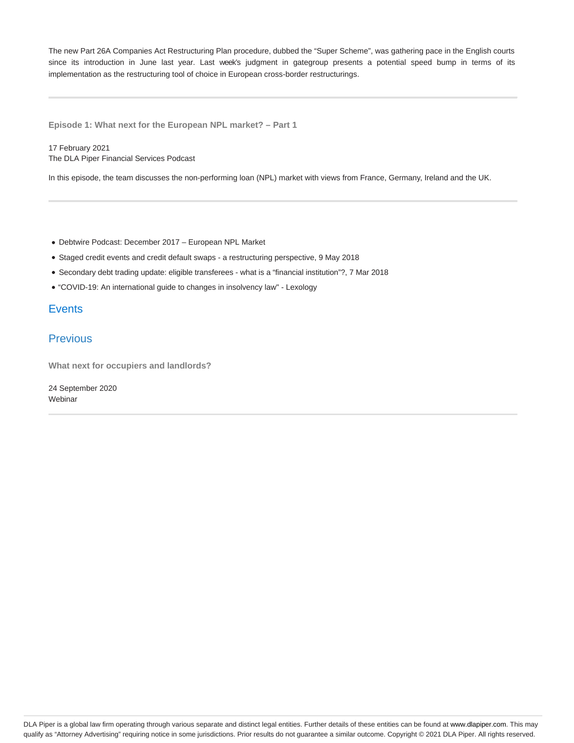The new Part 26A Companies Act Restructuring Plan procedure, dubbed the “Super Scheme”, was gathering pace in the English courts since its introduction in June last year. Last week's judgment in gategroup presents a potential speed bump in terms of its implementation as the restructuring tool of choice in European cross-border restructurings.

---

**Episode 1: What next for the European NPL market? – Part 1**

17 February 2021
The DLA Piper Financial Services Podcast

In this episode, the team discusses the non-performing loan (NPL) market with views from France, Germany, Ireland and the UK.

---

- Debtwire Podcast: December 2017 – European NPL Market
- Staged credit events and credit default swaps - a restructuring perspective, 9 May 2018
- Secondary debt trading update: eligible transferees - what is a “financial institution”?, 7 Mar 2018
- “COVID-19: An international guide to changes in insolvency law" - Lexology

## Events

## Previous

**What next for occupiers and landlords?**

24 September 2020
Webinar

---

DLA Piper is a global law firm operating through various separate and distinct legal entities. Further details of these entities can be found at www.dlapiper.com. This may qualify as “Attorney Advertising” requiring notice in some jurisdictions. Prior results do not guarantee a similar outcome. Copyright © 2021 DLA Piper. All rights reserved.